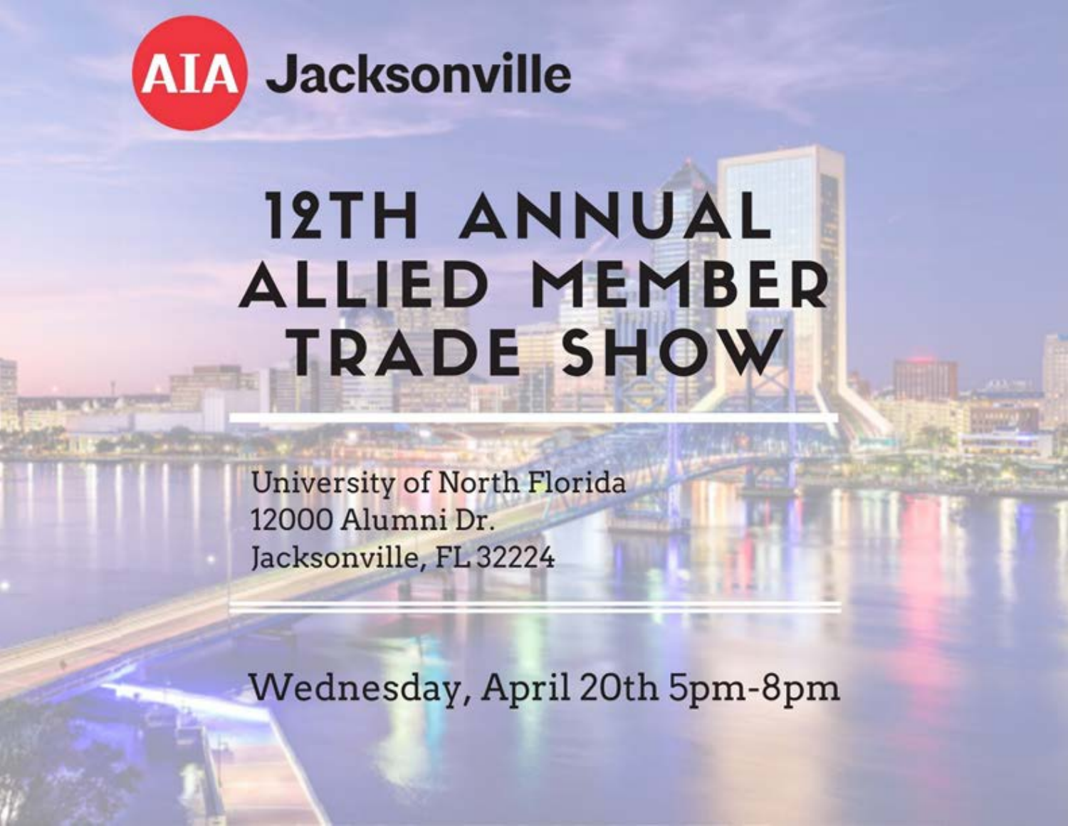AIA Jacksonville

# 12TH ANNUAL ALLIED MEMBER TRADE SHOW

University of North Florida
12000 Alumni Dr.
Jacksonville, FL 32224

Wednesday, April 20th 5pm-8pm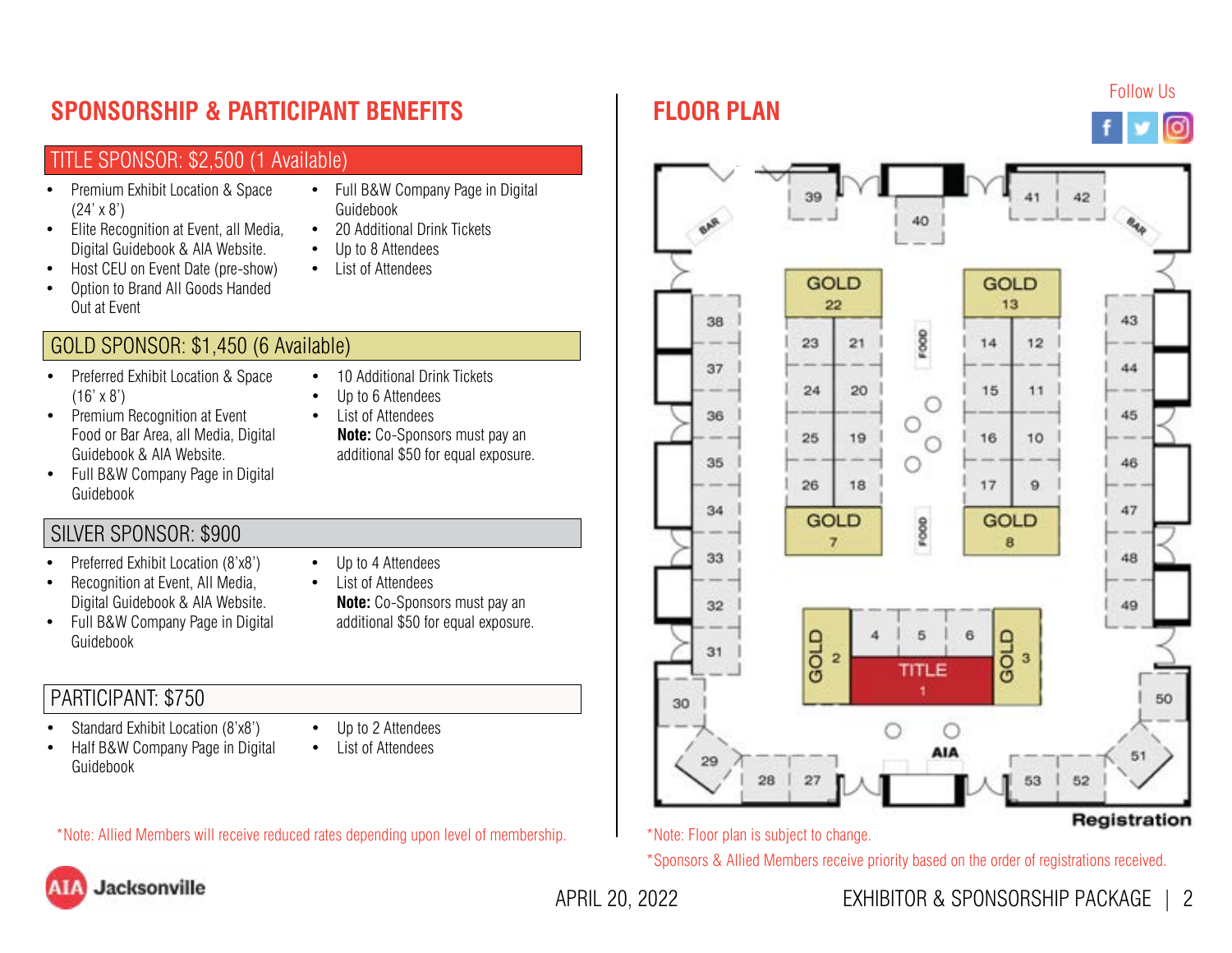## SPONSORSHIP & PARTICIPANT BENEFITS

### TITLE SPONSOR: $2,500 (1 Available)

- Premium Exhibit Location & Space (24' x 8')
- Elite Recognition at Event, all Media, Digital Guidebook & AIA Website.
- Host CEU on Event Date (pre-show)
- Option to Brand All Goods Handed Out at Event
- Full B&W Company Page in Digital Guidebook
- 20 Additional Drink Tickets
- Up to 8 Attendees
- List of Attendees

### GOLD SPONSOR: $1,450 (6 Available)

- Preferred Exhibit Location & Space (16' x 8')
- Premium Recognition at Event Food or Bar Area, all Media, Digital Guidebook & AIA Website.
- Full B&W Company Page in Digital Guidebook
- 10 Additional Drink Tickets
- Up to 6 Attendees
- List of Attendees

**Note:** Co-Sponsors must pay an additional $50 for equal exposure.

### SILVER SPONSOR: $900

- Preferred Exhibit Location (8'x8')
- Recognition at Event, All Media, Digital Guidebook & AIA Website.
- Full B&W Company Page in Digital Guidebook
- Up to 4 Attendees
- List of Attendees

**Note:** Co-Sponsors must pay an additional $50 for equal exposure.

### PARTICIPANT: $750

- Standard Exhibit Location (8'x8')
- Half B&W Company Page in Digital Guidebook
- Up to 2 Attendees
- List of Attendees

*Note: Allied Members will receive reduced rates depending upon level of membership.

## FLOOR PLAN

Follow Us

*Note: Floor plan is subject to change.

*Sponsors & Allied Members receive priority based on the order of registrations received.

APRIL 20, 2022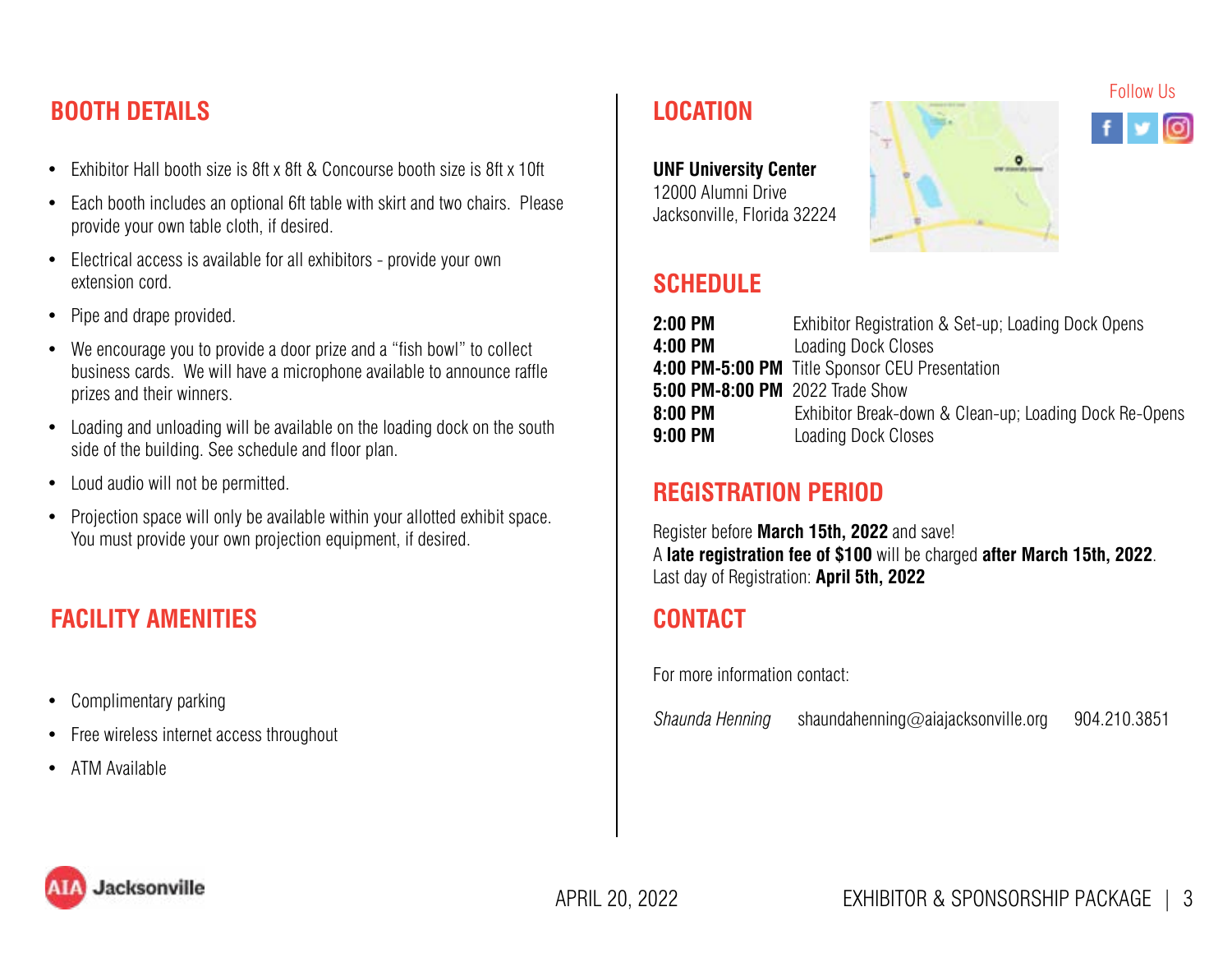## BOOTH DETAILS

- Exhibitor Hall booth size is 8ft x 8ft & Concourse booth size is 8ft x 10ft
- Each booth includes an optional 6ft table with skirt and two chairs. Please provide your own table cloth, if desired.
- Electrical access is available for all exhibitors - provide your own extension cord.
- Pipe and drape provided.
- We encourage you to provide a door prize and a "fish bowl" to collect business cards. We will have a microphone available to announce raffle prizes and their winners.
- Loading and unloading will be available on the loading dock on the south side of the building. See schedule and floor plan.
- Loud audio will not be permitted.
- Projection space will only be available within your allotted exhibit space. You must provide your own projection equipment, if desired.

## FACILITY AMENITIES

- Complimentary parking
- Free wireless internet access throughout
- ATM Available

## LOCATION

Follow Us

**UNF University Center**
12000 Alumni Drive
Jacksonville, Florida 32224

## SCHEDULE

| | |
|---|---|
| **2:00 PM** | Exhibitor Registration & Set-up; Loading Dock Opens |
| **4:00 PM** | Loading Dock Closes |
| **4:00 PM-5:00 PM** | Title Sponsor CEU Presentation |
| **5:00 PM-8:00 PM** | 2022 Trade Show |
| **8:00 PM** | Exhibitor Break-down & Clean-up; Loading Dock Re-Opens |
| **9:00 PM** | Loading Dock Closes |

## REGISTRATION PERIOD

Register before **March 15th, 2022** and save!
A **late registration fee of $100** will be charged **after March 15th, 2022**.
Last day of Registration: **April 5th, 2022**

## CONTACT

For more information contact:

*Shaunda Henning* shaundahenning@aiajacksonville.org 904.210.3851

AIA Jacksonville

APRIL 20, 2022

EXHIBITOR & SPONSORSHIP PACKAGE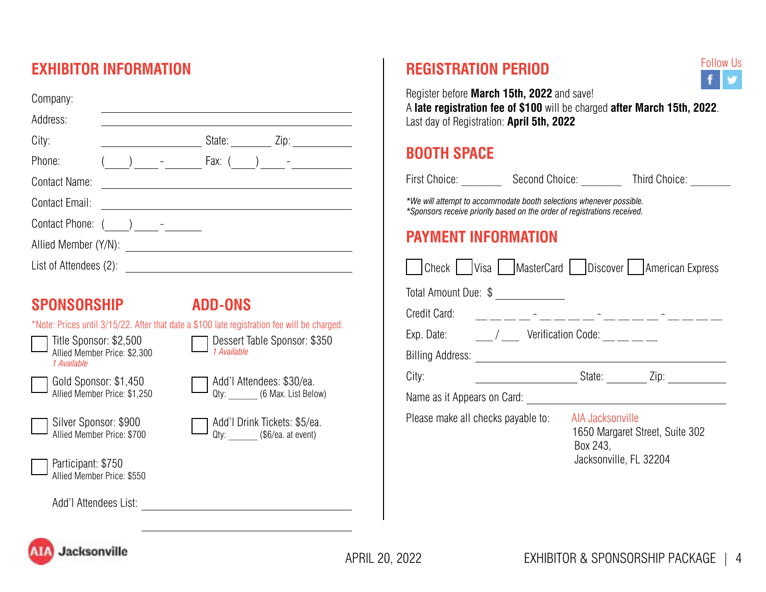## EXHIBITOR INFORMATION

Company:

Address:

City: State: Zip:

Phone: ( ) - Fax: ( ) -

Contact Name:

Contact Email:

Contact Phone: ( ) -

Allied Member (Y/N):

List of Attendees (2):

## SPONSORSHIP

## ADD-ONS

*Note: Prices until 3/15/22. After that date a $100 late registration fee will be charged.

- ☐ Title Sponsor: $2,500
  Allied Member Price: $2,300
  *1 Available*
- ☐ Gold Sponsor: $1,450
  Allied Member Price: $1,250
- ☐ Silver Sponsor: $900
  Allied Member Price: $700
- ☐ Participant: $750
  Allied Member Price: $550

- ☐ Dessert Table Sponsor: $350
  *1 Available*
- ☐ Add'l Attendees: $30/ea.
  Qty: ______ (6 Max. List Below)
- ☐ Add'l Drink Tickets: $5/ea.
  Qty: ______ ($6/ea. at event)

Add'l Attendees List:

## REGISTRATION PERIOD

Follow Us

Register before **March 15th, 2022** and save!
A **late registration fee of $100** will be charged **after March 15th, 2022**.
Last day of Registration: **April 5th, 2022**

## BOOTH SPACE

First Choice: _______ Second Choice: _______ Third Choice: _______

*\*We will attempt to accommodate booth selections whenever possible.*
*\*Sponsors receive priority based on the order of registrations received.*

## PAYMENT INFORMATION

☐ Check ☐ Visa ☐ MasterCard ☐ Discover ☐ American Express

Total Amount Due: $

Credit Card: _ _ _ _ - _ _ _ _ - _ _ _ _ - _ _ _ _

Exp. Date: ___ / ___ Verification Code: _ _ _ _

Billing Address:

City: State: Zip:

Name as it Appears on Card:

Please make all checks payable to: AIA Jacksonville
1650 Margaret Street, Suite 302
Box 243,
Jacksonville, FL 32204

AIA Jacksonville

APRIL 20, 2022